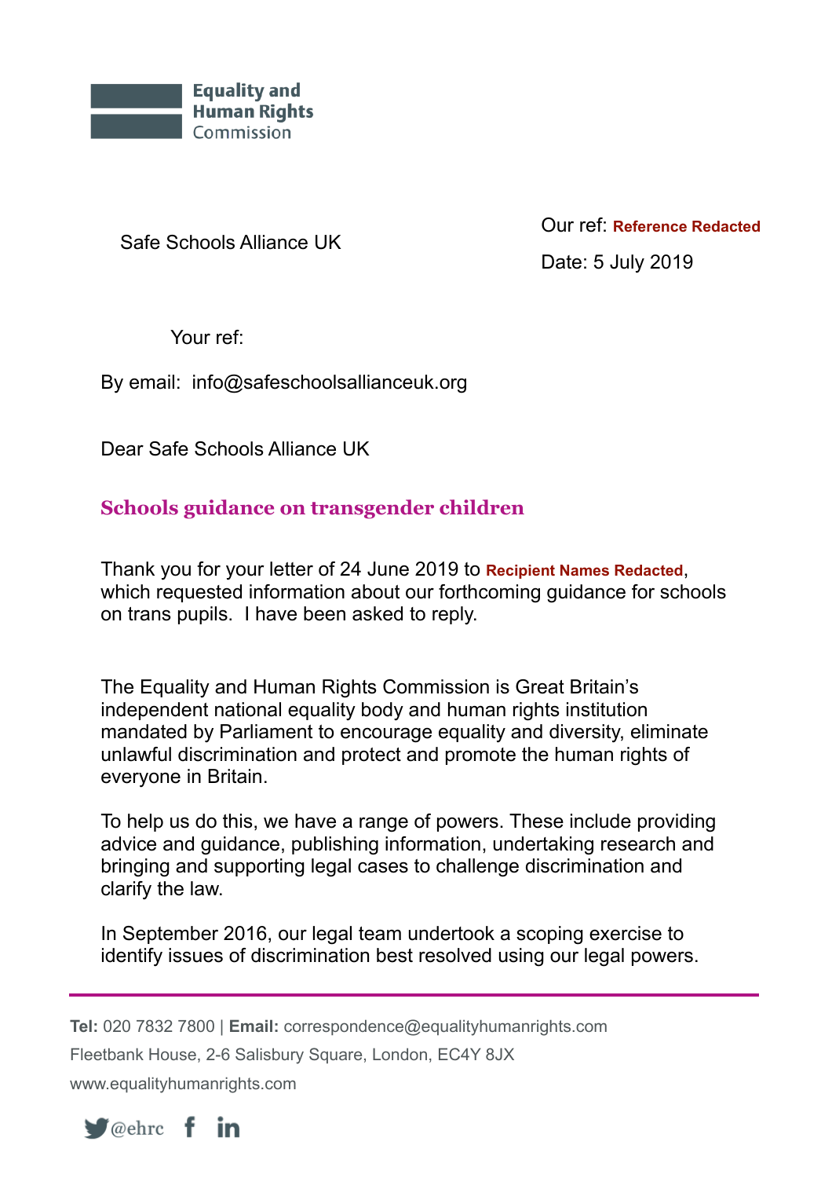Equality and Human Rights Commission

Safe Schools Alliance UK

Our ref: Reference Redacted

Date: 5 July 2019

Your ref:

By email: info@safeschoolsallianceuk.org

Dear Safe Schools Alliance UK

## Schools guidance on transgender children

Thank you for your letter of 24 June 2019 to Recipient Names Redacted, which requested information about our forthcoming guidance for schools on trans pupils. I have been asked to reply.

The Equality and Human Rights Commission is Great Britain's independent national equality body and human rights institution mandated by Parliament to encourage equality and diversity, eliminate unlawful discrimination and protect and promote the human rights of everyone in Britain.

To help us do this, we have a range of powers. These include providing advice and guidance, publishing information, undertaking research and bringing and supporting legal cases to challenge discrimination and clarify the law.

In September 2016, our legal team undertook a scoping exercise to identify issues of discrimination best resolved using our legal powers.

**Tel:** 020 7832 7800 | **Email:** correspondence@equalityhumanrights.com

Fleetbank House, 2-6 Salisbury Square, London, EC4Y 8JX

www.equalityhumanrights.com

@ehrc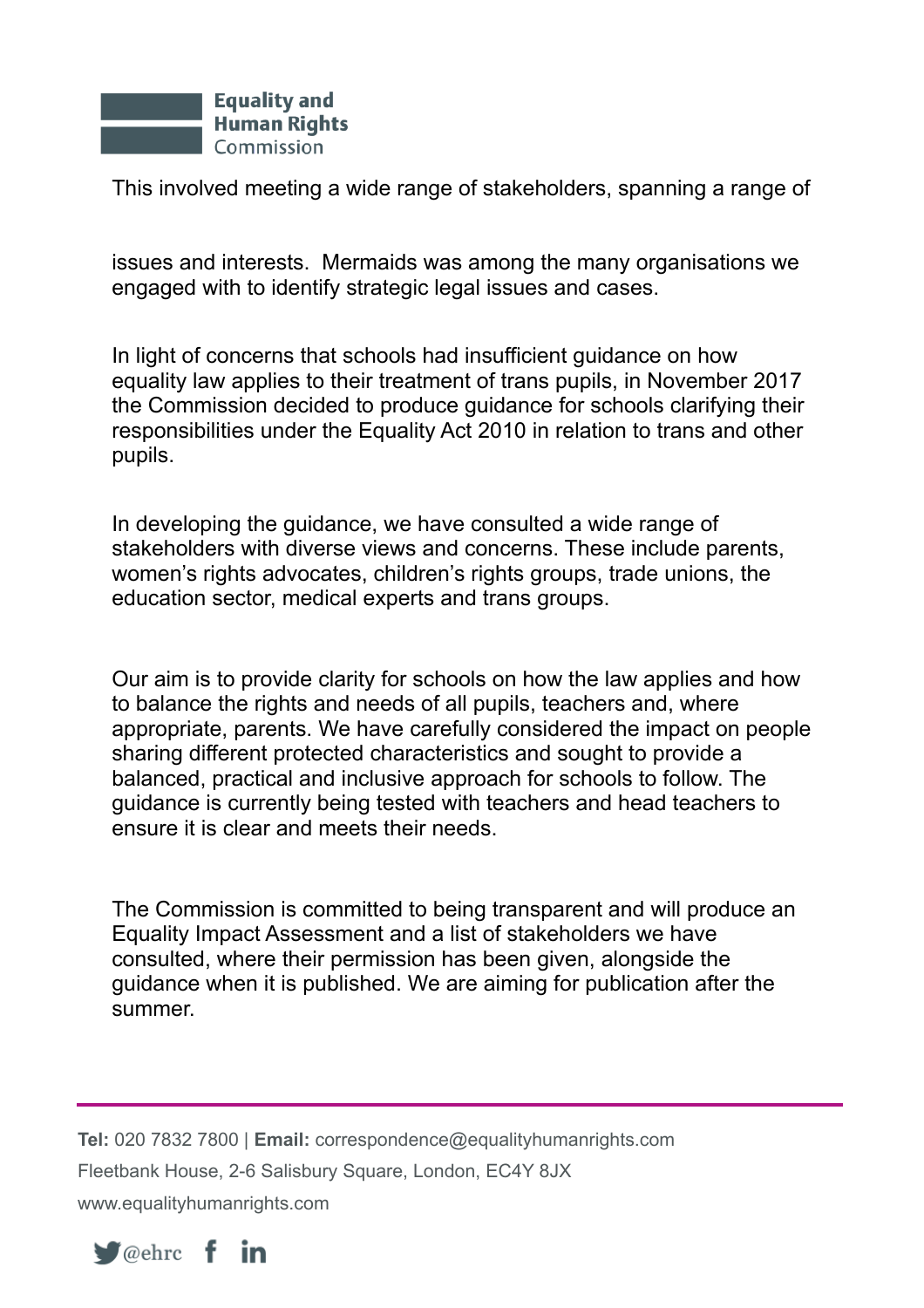This involved meeting a wide range of stakeholders, spanning a range of issues and interests. Mermaids was among the many organisations we engaged with to identify strategic legal issues and cases.

In light of concerns that schools had insufficient guidance on how equality law applies to their treatment of trans pupils, in November 2017 the Commission decided to produce guidance for schools clarifying their responsibilities under the Equality Act 2010 in relation to trans and other pupils.

In developing the guidance, we have consulted a wide range of stakeholders with diverse views and concerns. These include parents, women's rights advocates, children's rights groups, trade unions, the education sector, medical experts and trans groups.

Our aim is to provide clarity for schools on how the law applies and how to balance the rights and needs of all pupils, teachers and, where appropriate, parents. We have carefully considered the impact on people sharing different protected characteristics and sought to provide a balanced, practical and inclusive approach for schools to follow. The guidance is currently being tested with teachers and head teachers to ensure it is clear and meets their needs.

The Commission is committed to being transparent and will produce an Equality Impact Assessment and a list of stakeholders we have consulted, where their permission has been given, alongside the guidance when it is published. We are aiming for publication after the summer.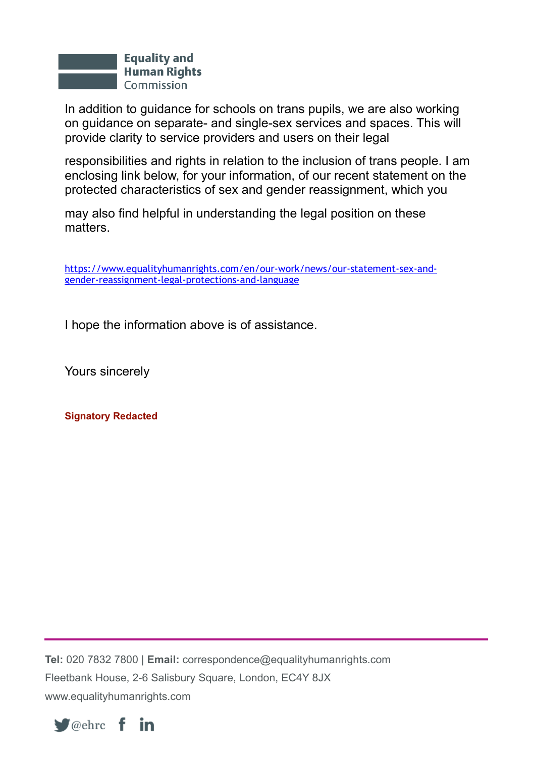In addition to guidance for schools on trans pupils, we are also working on guidance on separate- and single-sex services and spaces. This will provide clarity to service providers and users on their legal

responsibilities and rights in relation to the inclusion of trans people. I am enclosing link below, for your information, of our recent statement on the protected characteristics of sex and gender reassignment, which you

may also find helpful in understanding the legal position on these matters.

https://www.equalityhumanrights.com/en/our-work/news/our-statement-sex-and-gender-reassignment-legal-protections-and-language

I hope the information above is of assistance.

Yours sincerely

**Signatory Redacted**

**Tel:** 020 7832 7800 | **Email:** correspondence@equalityhumanrights.com

Fleetbank House, 2-6 Salisbury Square, London, EC4Y 8JX

www.equalityhumanrights.com

@ehrc